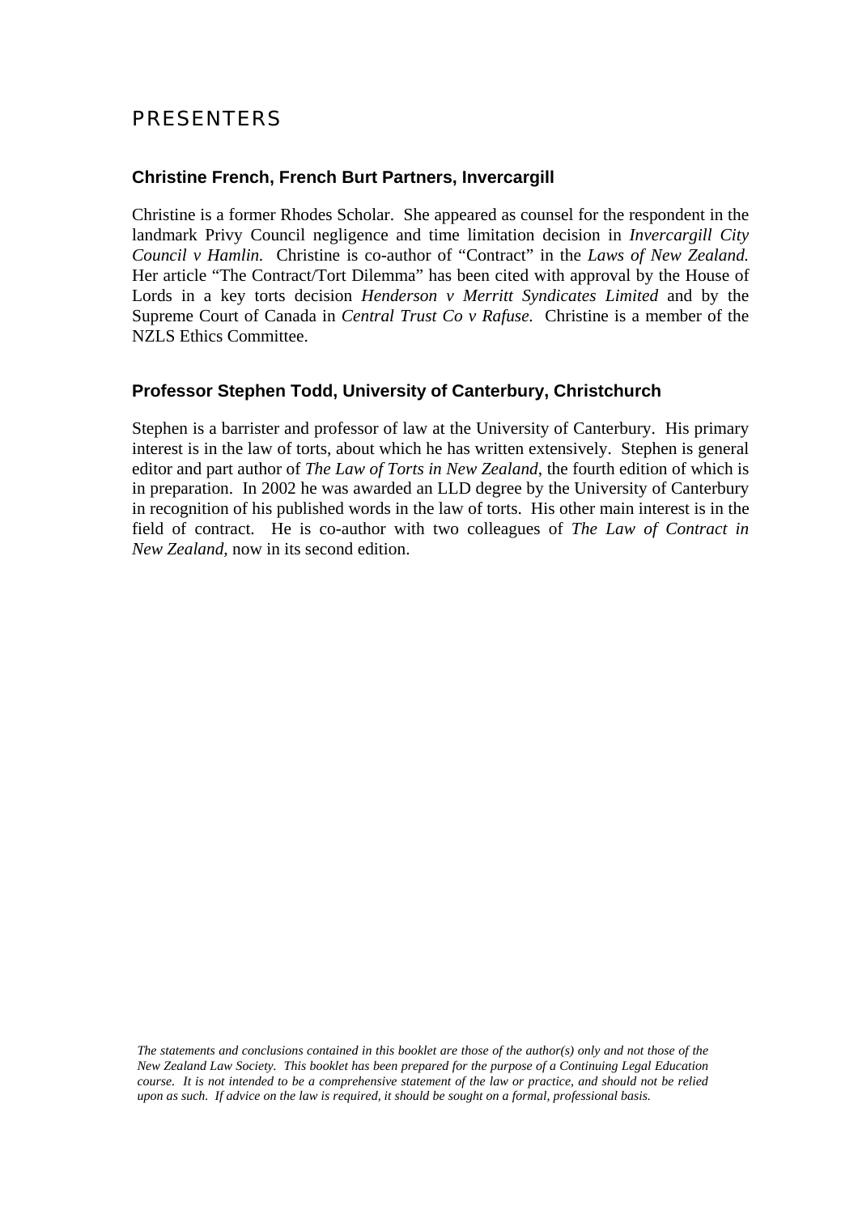# PRESENTERS

### Christine French, French Burt Partners, Invercargill

Christine is a former Rhodes Scholar. She appeared as counsel for the respondent in the landmark Privy Council negligence and time limitation decision in *Invercargill City Council v Hamlin.* Christine is co-author of "Contract" in the *Laws of New Zealand.* Her article "The Contract/Tort Dilemma" has been cited with approval by the House of Lords in a key torts decision *Henderson v Merritt Syndicates Limited* and by the Supreme Court of Canada in *Central Trust Co v Rafuse.* Christine is a member of the NZLS Ethics Committee.

### Professor Stephen Todd, University of Canterbury, Christchurch

Stephen is a barrister and professor of law at the University of Canterbury. His primary interest is in the law of torts, about which he has written extensively. Stephen is general editor and part author of *The Law of Torts in New Zealand*, the fourth edition of which is in preparation. In 2002 he was awarded an LLD degree by the University of Canterbury in recognition of his published words in the law of torts. His other main interest is in the field of contract. He is co-author with two colleagues of *The Law of Contract in New Zealand*, now in its second edition.

*The statements and conclusions contained in this booklet are those of the author(s) only and not those of the New Zealand Law Society. This booklet has been prepared for the purpose of a Continuing Legal Education course. It is not intended to be a comprehensive statement of the law or practice, and should not be relied upon as such. If advice on the law is required, it should be sought on a formal, professional basis.*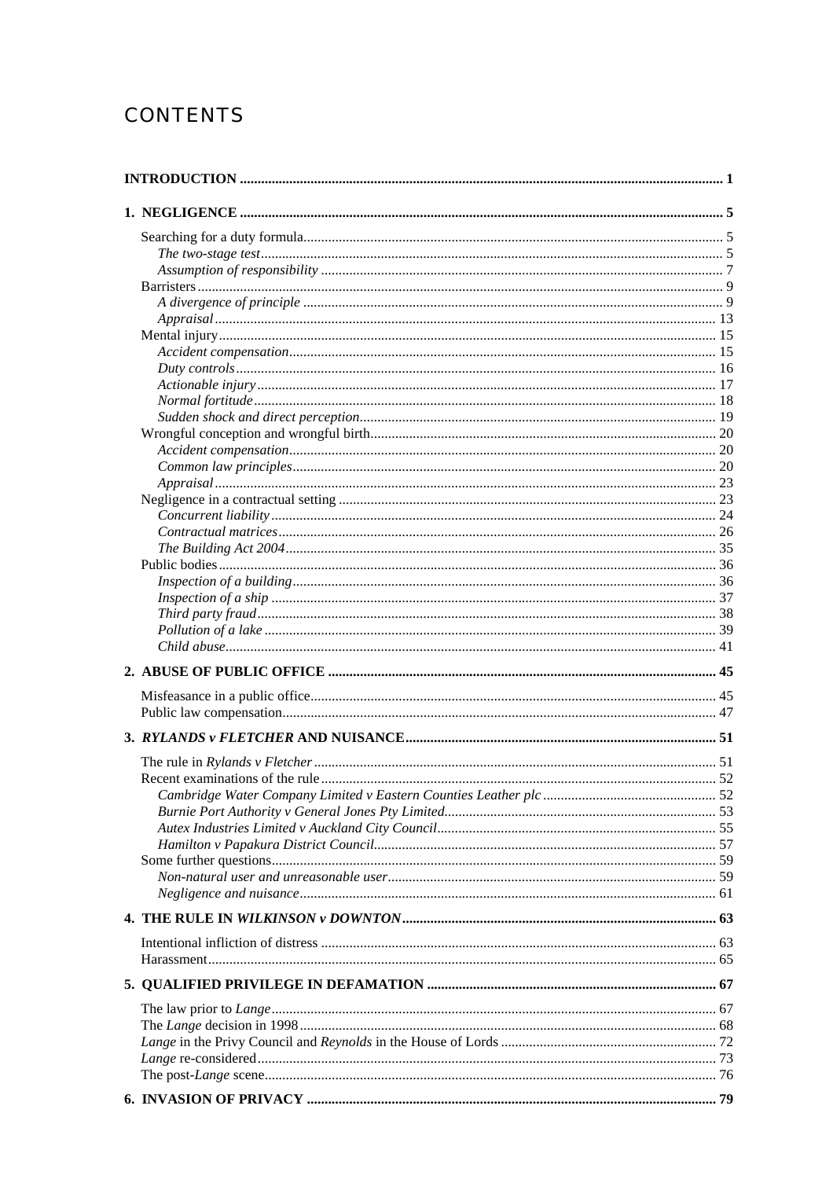# CONTENTS

**INTRODUCTION** ..... **1**

**1. NEGLIGENCE** ..... **5**

- Searching for a duty formula ..... 5
  - *The two-stage test* ..... 5
  - *Assumption of responsibility* ..... 7
- Barristers ..... 9
  - *A divergence of principle* ..... 9
  - *Appraisal* ..... 13
- Mental injury ..... 15
  - *Accident compensation* ..... 15
  - *Duty controls* ..... 16
  - *Actionable injury* ..... 17
  - *Normal fortitude* ..... 18
  - *Sudden shock and direct perception* ..... 19
- Wrongful conception and wrongful birth ..... 20
  - *Accident compensation* ..... 20
  - *Common law principles* ..... 20
  - *Appraisal* ..... 23
- Negligence in a contractual setting ..... 23
  - *Concurrent liability* ..... 24
  - *Contractual matrices* ..... 26
  - *The Building Act 2004* ..... 35
- Public bodies ..... 36
  - *Inspection of a building* ..... 36
  - *Inspection of a ship* ..... 37
  - *Third party fraud* ..... 38
  - *Pollution of a lake* ..... 39
  - *Child abuse* ..... 41

**2. ABUSE OF PUBLIC OFFICE** ..... **45**

- Misfeasance in a public office ..... 45
- Public law compensation ..... 47

**3. *RYLANDS v FLETCHER* AND NUISANCE** ..... **51**

- The rule in *Rylands v Fletcher* ..... 51
- Recent examinations of the rule ..... 52
  - *Cambridge Water Company Limited v Eastern Counties Leather plc* ..... 52
  - *Burnie Port Authority v General Jones Pty Limited* ..... 53
  - *Autex Industries Limited v Auckland City Council* ..... 55
  - *Hamilton v Papakura District Council* ..... 57
- Some further questions ..... 59
  - *Non-natural user and unreasonable user* ..... 59
  - *Negligence and nuisance* ..... 61

**4. THE RULE IN *WILKINSON v DOWNTON*** ..... **63**

- Intentional infliction of distress ..... 63
- Harassment ..... 65

**5. QUALIFIED PRIVILEGE IN DEFAMATION** ..... **67**

- The law prior to *Lange* ..... 67
- The *Lange* decision in 1998 ..... 68
- *Lange* in the Privy Council and *Reynolds* in the House of Lords ..... 72
- *Lange* re-considered ..... 73
- The post-*Lange* scene ..... 76

**6. INVASION OF PRIVACY** ..... **79**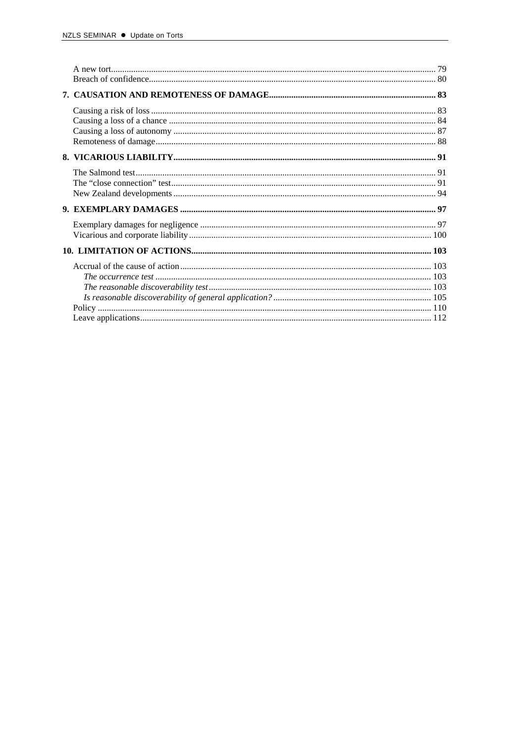A new tort ........ 79
Breach of confidence ........ 80

**7. CAUSATION AND REMOTENESS OF DAMAGE ........ 83**

Causing a risk of loss ........ 83
Causing a loss of a chance ........ 84
Causing a loss of autonomy ........ 87
Remoteness of damage ........ 88

**8. VICARIOUS LIABILITY ........ 91**

The Salmond test ........ 91
The "close connection" test ........ 91
New Zealand developments ........ 94

**9. EXEMPLARY DAMAGES ........ 97**

Exemplary damages for negligence ........ 97
Vicarious and corporate liability ........ 100

**10. LIMITATION OF ACTIONS ........ 103**

Accrual of the cause of action ........ 103
*The occurrence test* ........ 103
*The reasonable discoverability test* ........ 103
*Is reasonable discoverability of general application?* ........ 105
Policy ........ 110
Leave applications ........ 112